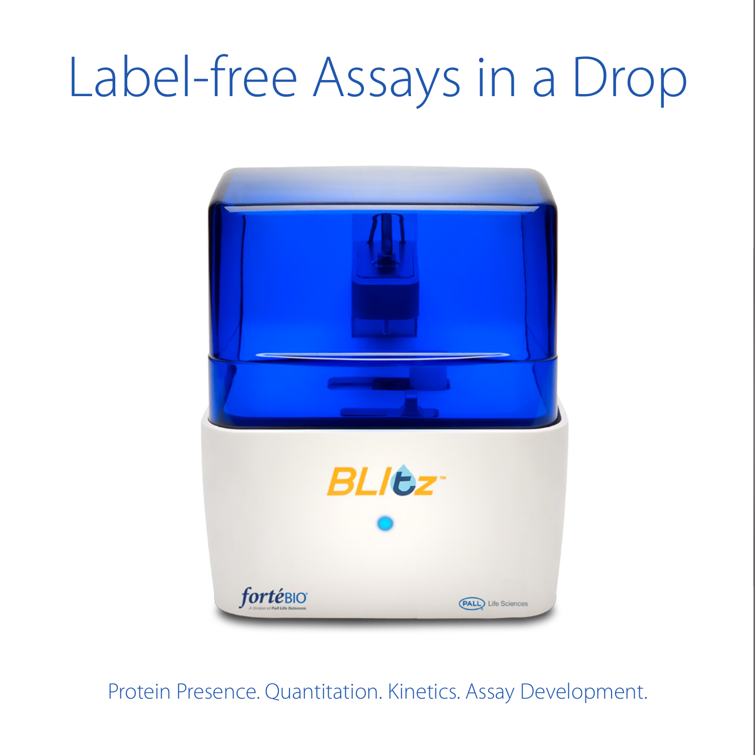# Label-free Assays in a Drop

Protein Presence. Quantitation. Kinetics. Assay Development.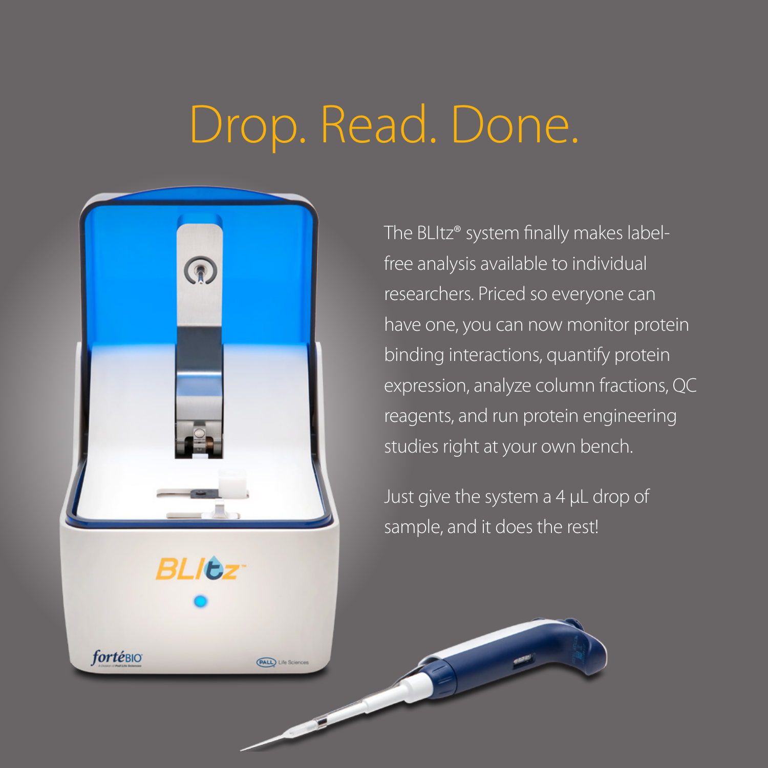# Drop. Read. Done.

The BLItz® system finally makes label-free analysis available to individual researchers. Priced so everyone can have one, you can now monitor protein binding interactions, quantify protein expression, analyze column fractions, QC reagents, and run protein engineering studies right at your own bench.

Just give the system a 4 µL drop of sample, and it does the rest!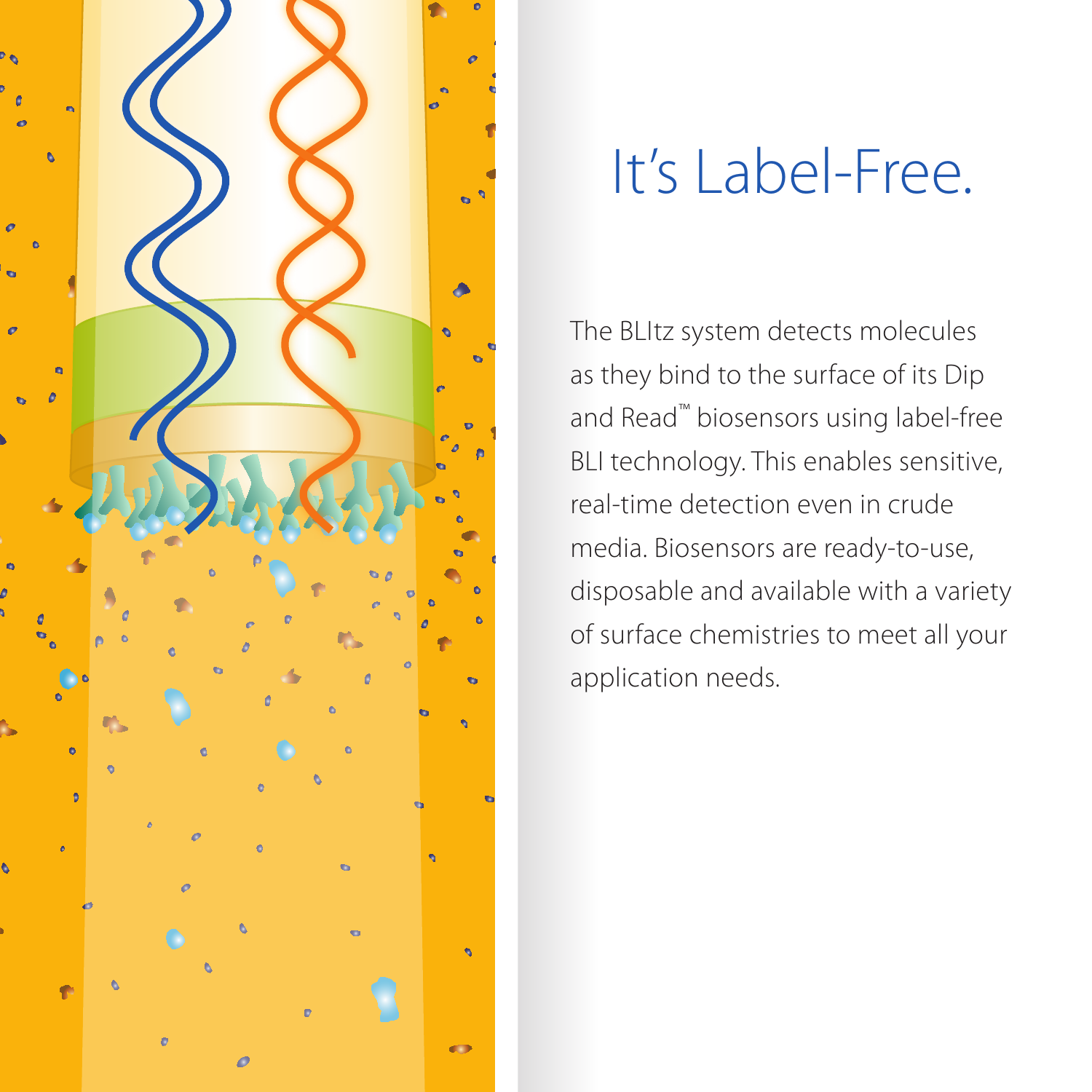# It's Label-Free.

The BLItz system detects molecules as they bind to the surface of its Dip and Read™ biosensors using label-free BLI technology. This enables sensitive, real-time detection even in crude media. Biosensors are ready-to-use, disposable and available with a variety of surface chemistries to meet all your application needs.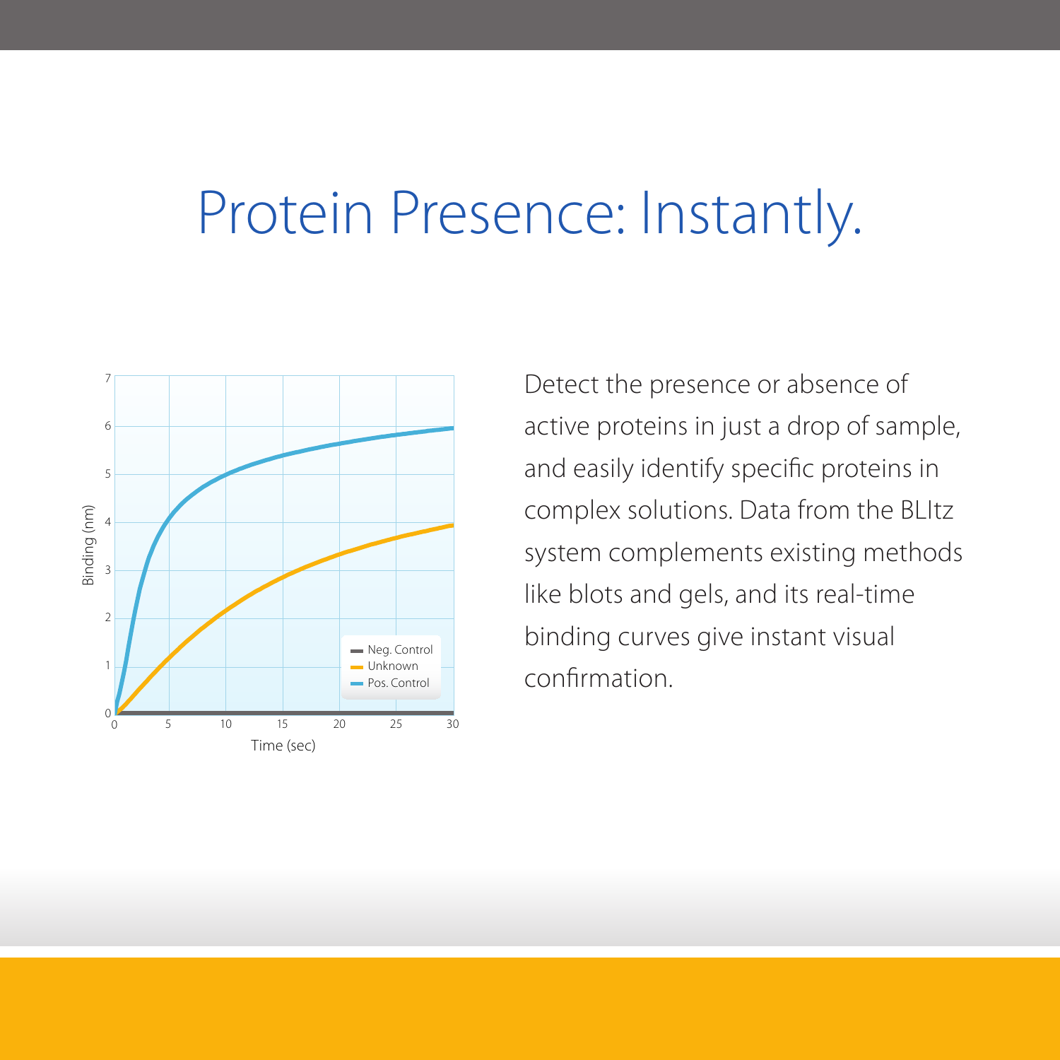# Protein Presence: Instantly.

Detect the presence or absence of active proteins in just a drop of sample, and easily identify specific proteins in complex solutions. Data from the BLItz system complements existing methods like blots and gels, and its real-time binding curves give instant visual confirmation.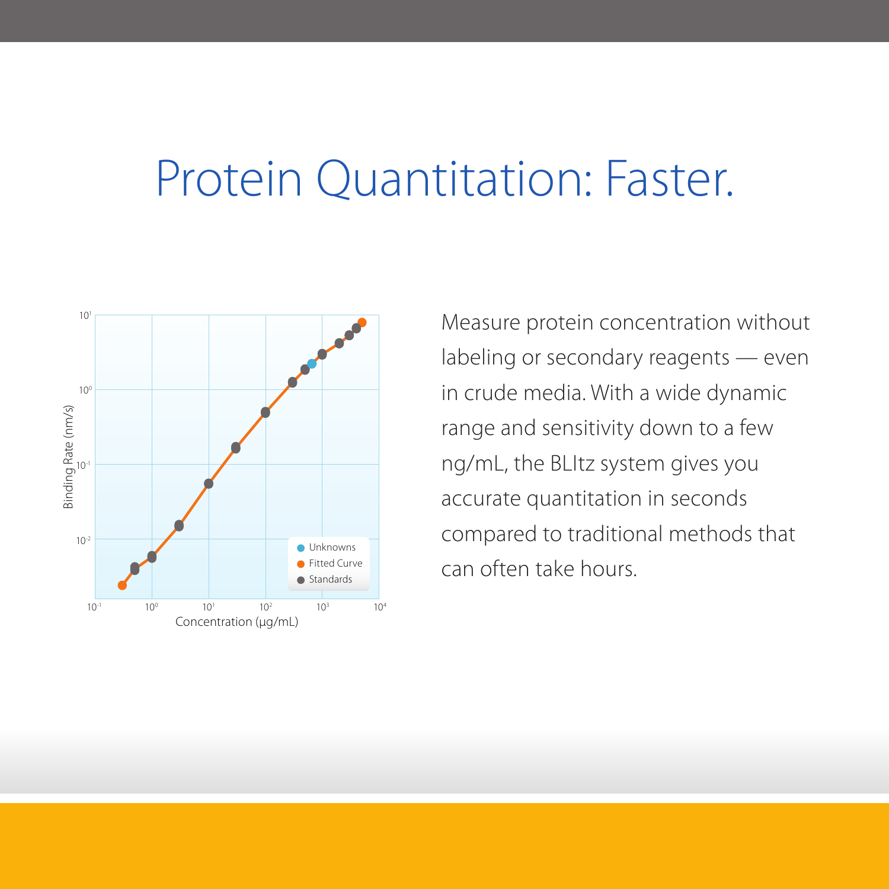# Protein Quantitation: Faster.

Measure protein concentration without labeling or secondary reagents — even in crude media. With a wide dynamic range and sensitivity down to a few ng/mL, the BLItz system gives you accurate quantitation in seconds compared to traditional methods that can often take hours.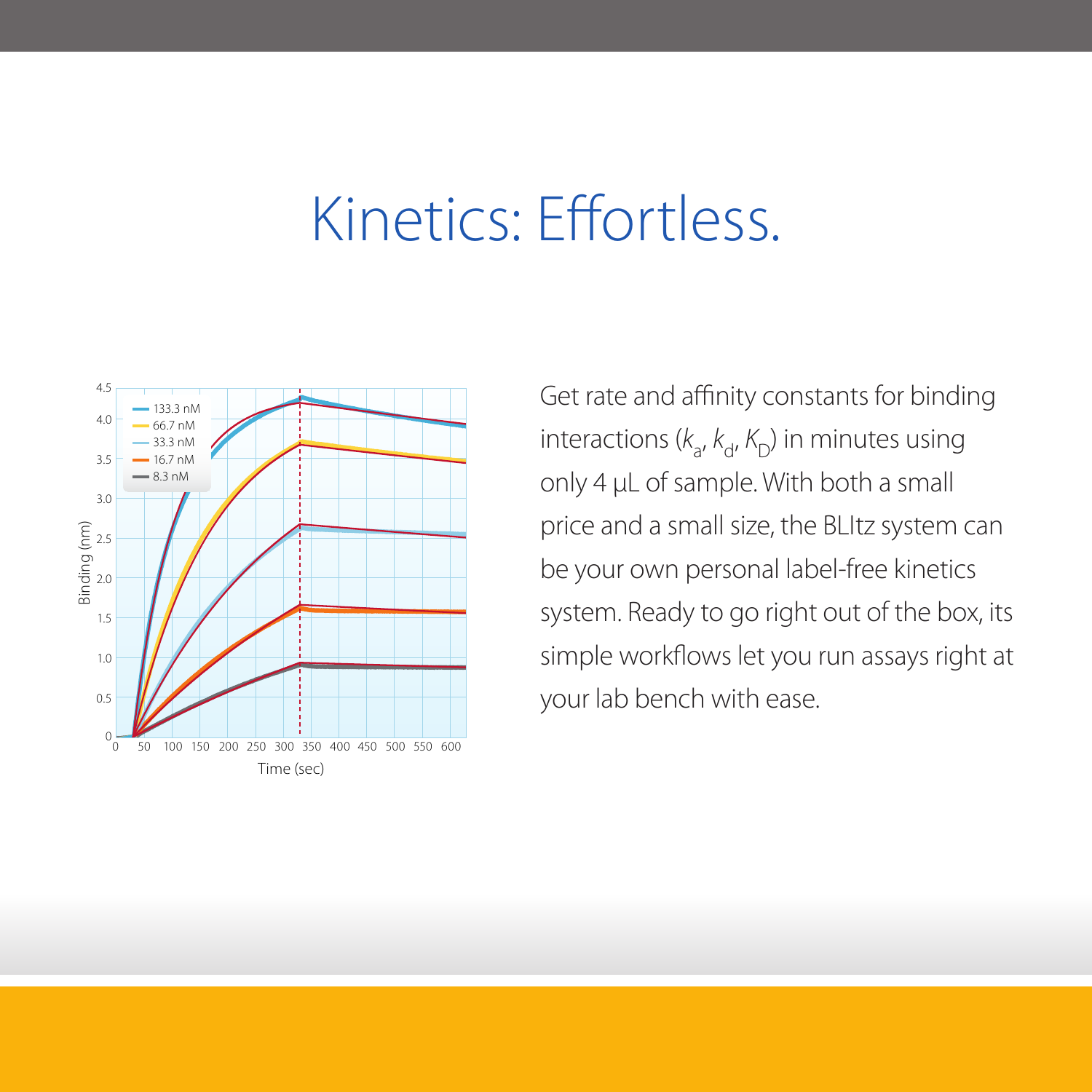# Kinetics: Effortless.

Get rate and affinity constants for binding interactions ($k_a$, $k_d$, $K_D$) in minutes using only 4 µL of sample. With both a small price and a small size, the BLItz system can be your own personal label-free kinetics system. Ready to go right out of the box, its simple workflows let you run assays right at your lab bench with ease.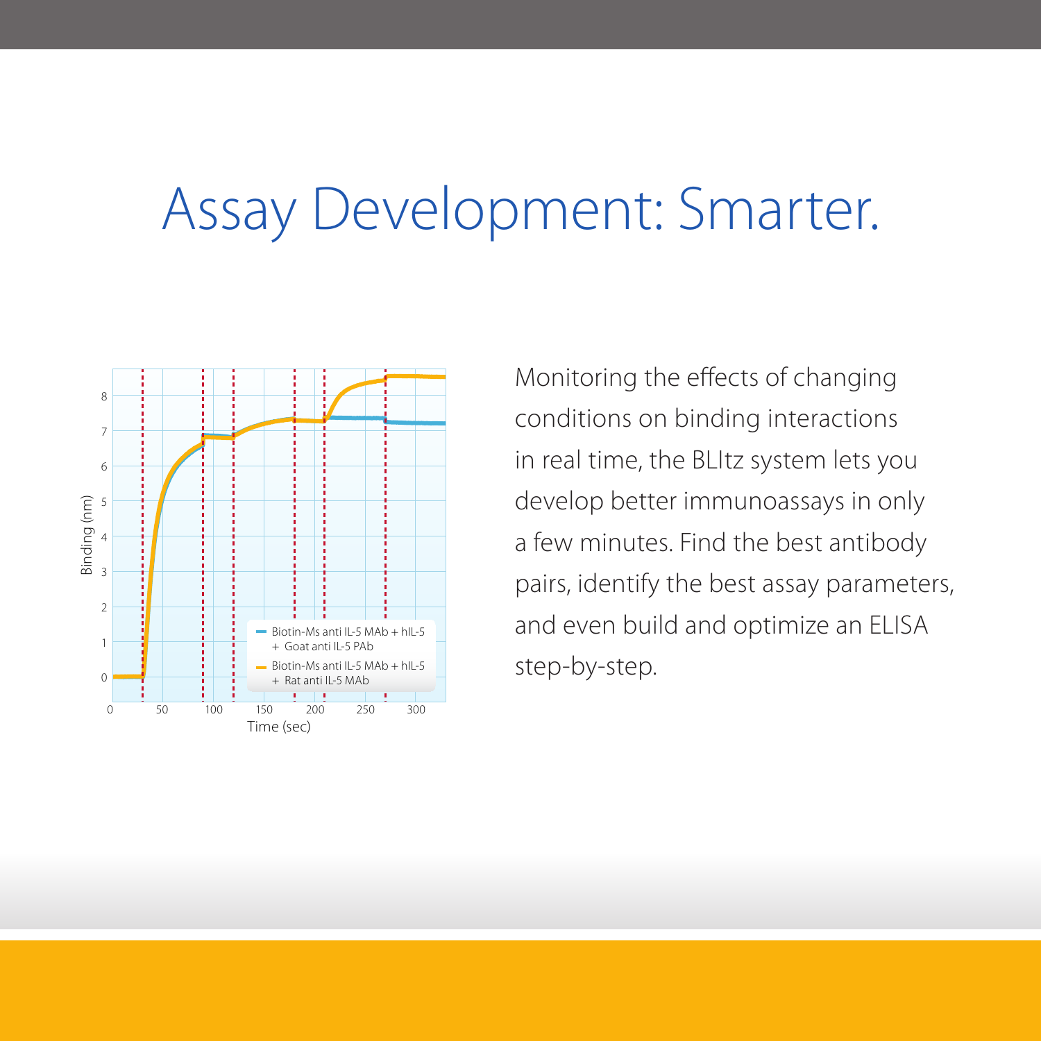# Assay Development: Smarter.

Monitoring the effects of changing conditions on binding interactions in real time, the BLItz system lets you develop better immunoassays in only a few minutes. Find the best antibody pairs, identify the best assay parameters, and even build and optimize an ELISA step-by-step.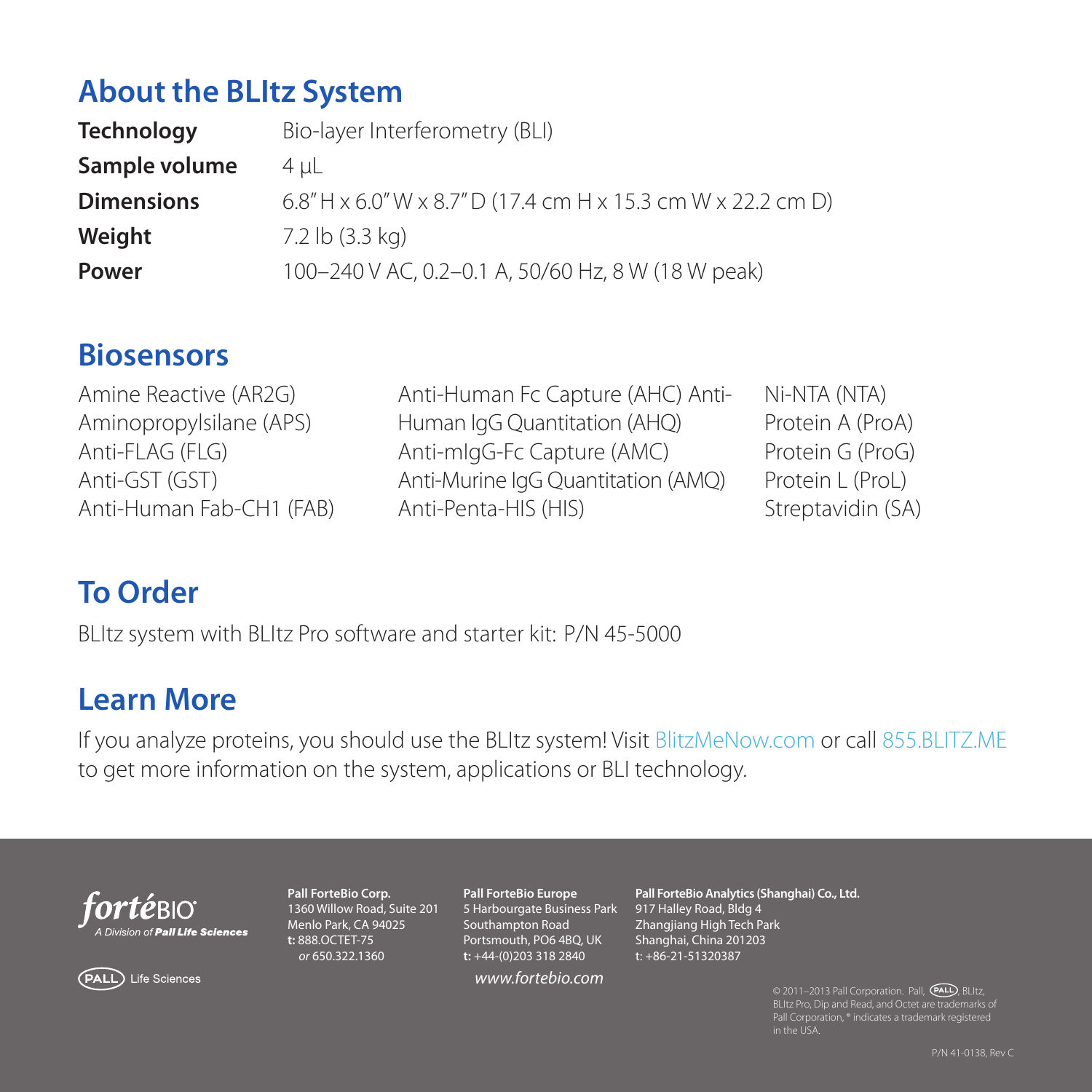## About the BLItz System

| | |
|---|---|
| **Technology** | Bio-layer Interferometry (BLI) |
| **Sample volume** | 4 μL |
| **Dimensions** | 6.8" H x 6.0" W x 8.7" D (17.4 cm H x 15.3 cm W x 22.2 cm D) |
| **Weight** | 7.2 lb (3.3 kg) |
| **Power** | 100–240 V AC, 0.2–0.1 A, 50/60 Hz, 8 W (18 W peak) |

## Biosensors

Amine Reactive (AR2G)
Aminopropylsilane (APS)
Anti-FLAG (FLG)
Anti-GST (GST)
Anti-Human Fab-CH1 (FAB)
Anti-Human Fc Capture (AHC)
Anti-Human IgG Quantitation (AHQ)
Anti-mIgG-Fc Capture (AMC)
Anti-Murine IgG Quantitation (AMQ)
Anti-Penta-HIS (HIS)
Ni-NTA (NTA)
Protein A (ProA)
Protein G (ProG)
Protein L (ProL)
Streptavidin (SA)

## To Order

BLItz system with BLItz Pro software and starter kit: P/N 45-5000

## Learn More

If you analyze proteins, you should use the BLItz system! Visit BlitzMeNow.com or call 855.BLITZ.ME to get more information on the system, applications or BLI technology.

fortéBIO
A Division of Pall Life Sciences

PALL Life Sciences

**Pall ForteBio Corp.**
1360 Willow Road, Suite 201
Menlo Park, CA 94025
**t:** 888.OCTET-75
*or* 650.322.1360

**Pall ForteBio Europe**
5 Harbourgate Business Park
Southampton Road
Portsmouth, PO6 4BQ, UK
**t:** +44-(0)203 318 2840

**Pall ForteBio Analytics (Shanghai) Co., Ltd.**
917 Halley Road, Bldg 4
Zhangjiang High Tech Park
Shanghai, China 201203
t: +86-21-51320387

*www.fortebio.com*

© 2011–2013 Pall Corporation. Pall, PALL, BLItz, BLItz Pro, Dip and Read, and Octet are trademarks of Pall Corporation, ® indicates a trademark registered in the USA.

P/N 41-0138, Rev C